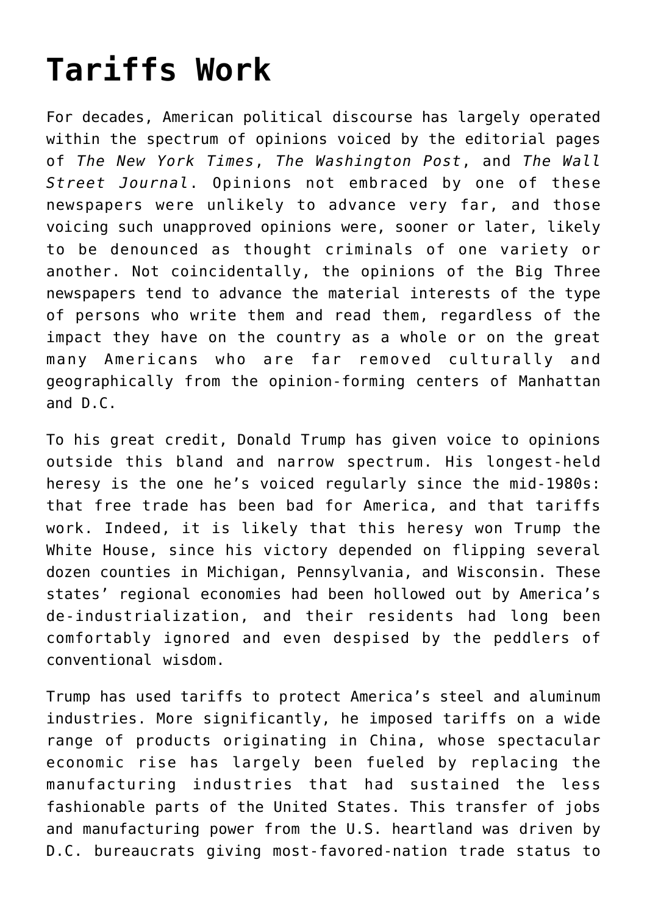# Tariffs Work

For decades, American political discourse has largely operated within the spectrum of opinions voiced by the editorial pages of *The New York Times*, *The Washington Post*, and *The Wall Street Journal*. Opinions not embraced by one of these newspapers were unlikely to advance very far, and those voicing such unapproved opinions were, sooner or later, likely to be denounced as thought criminals of one variety or another. Not coincidentally, the opinions of the Big Three newspapers tend to advance the material interests of the type of persons who write them and read them, regardless of the impact they have on the country as a whole or on the great many Americans who are far removed culturally and geographically from the opinion-forming centers of Manhattan and D.C.

To his great credit, Donald Trump has given voice to opinions outside this bland and narrow spectrum. His longest-held heresy is the one he's voiced regularly since the mid-1980s: that free trade has been bad for America, and that tariffs work. Indeed, it is likely that this heresy won Trump the White House, since his victory depended on flipping several dozen counties in Michigan, Pennsylvania, and Wisconsin. These states' regional economies had been hollowed out by America's de-industrialization, and their residents had long been comfortably ignored and even despised by the peddlers of conventional wisdom.

Trump has used tariffs to protect America's steel and aluminum industries. More significantly, he imposed tariffs on a wide range of products originating in China, whose spectacular economic rise has largely been fueled by replacing the manufacturing industries that had sustained the less fashionable parts of the United States. This transfer of jobs and manufacturing power from the U.S. heartland was driven by D.C. bureaucrats giving most-favored-nation trade status to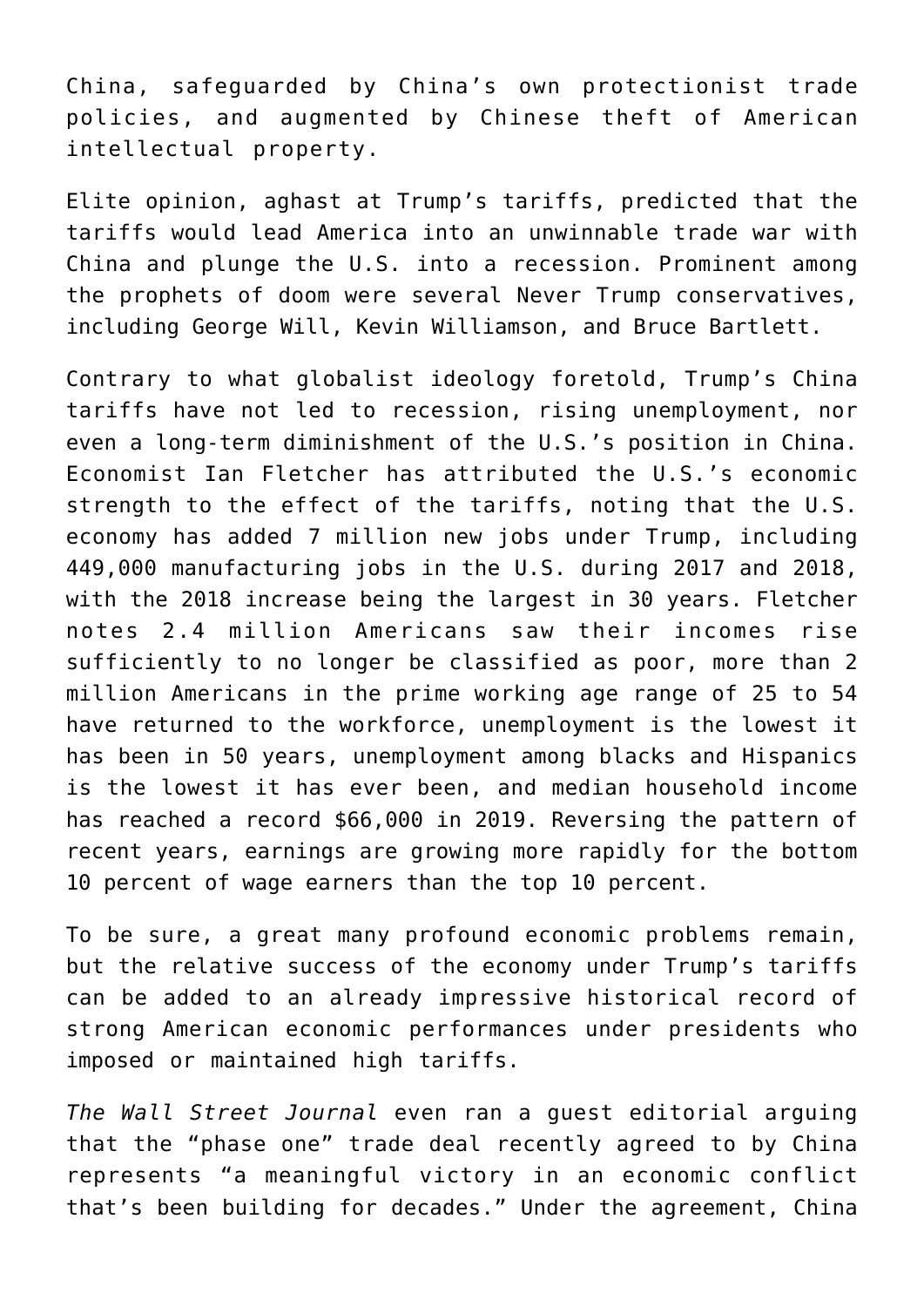China, safeguarded by China's own protectionist trade policies, and augmented by Chinese theft of American intellectual property.

Elite opinion, aghast at Trump's tariffs, predicted that the tariffs would lead America into an unwinnable trade war with China and plunge the U.S. into a recession. Prominent among the prophets of doom were several Never Trump conservatives, including George Will, Kevin Williamson, and Bruce Bartlett.

Contrary to what globalist ideology foretold, Trump's China tariffs have not led to recession, rising unemployment, nor even a long-term diminishment of the U.S.'s position in China. Economist Ian Fletcher has attributed the U.S.'s economic strength to the effect of the tariffs, noting that the U.S. economy has added 7 million new jobs under Trump, including 449,000 manufacturing jobs in the U.S. during 2017 and 2018, with the 2018 increase being the largest in 30 years. Fletcher notes 2.4 million Americans saw their incomes rise sufficiently to no longer be classified as poor, more than 2 million Americans in the prime working age range of 25 to 54 have returned to the workforce, unemployment is the lowest it has been in 50 years, unemployment among blacks and Hispanics is the lowest it has ever been, and median household income has reached a record $66,000 in 2019. Reversing the pattern of recent years, earnings are growing more rapidly for the bottom 10 percent of wage earners than the top 10 percent.

To be sure, a great many profound economic problems remain, but the relative success of the economy under Trump's tariffs can be added to an already impressive historical record of strong American economic performances under presidents who imposed or maintained high tariffs.

*The Wall Street Journal* even ran a guest editorial arguing that the "phase one" trade deal recently agreed to by China represents "a meaningful victory in an economic conflict that's been building for decades." Under the agreement, China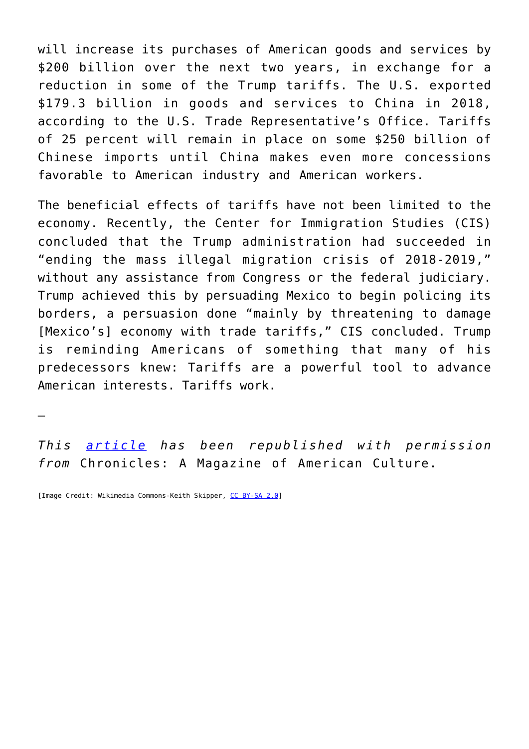will increase its purchases of American goods and services by $200 billion over the next two years, in exchange for a reduction in some of the Trump tariffs. The U.S. exported $179.3 billion in goods and services to China in 2018, according to the U.S. Trade Representative's Office. Tariffs of 25 percent will remain in place on some $250 billion of Chinese imports until China makes even more concessions favorable to American industry and American workers.

The beneficial effects of tariffs have not been limited to the economy. Recently, the Center for Immigration Studies (CIS) concluded that the Trump administration had succeeded in "ending the mass illegal migration crisis of 2018-2019," without any assistance from Congress or the federal judiciary. Trump achieved this by persuading Mexico to begin policing its borders, a persuasion done "mainly by threatening to damage [Mexico's] economy with trade tariffs," CIS concluded. Trump is reminding Americans of something that many of his predecessors knew: Tariffs are a powerful tool to advance American interests. Tariffs work.

—

*This [article](#) has been republished with permission from* Chronicles: A Magazine of American Culture.

[Image Credit: Wikimedia Commons-Keith Skipper, CC BY-SA 2.0]